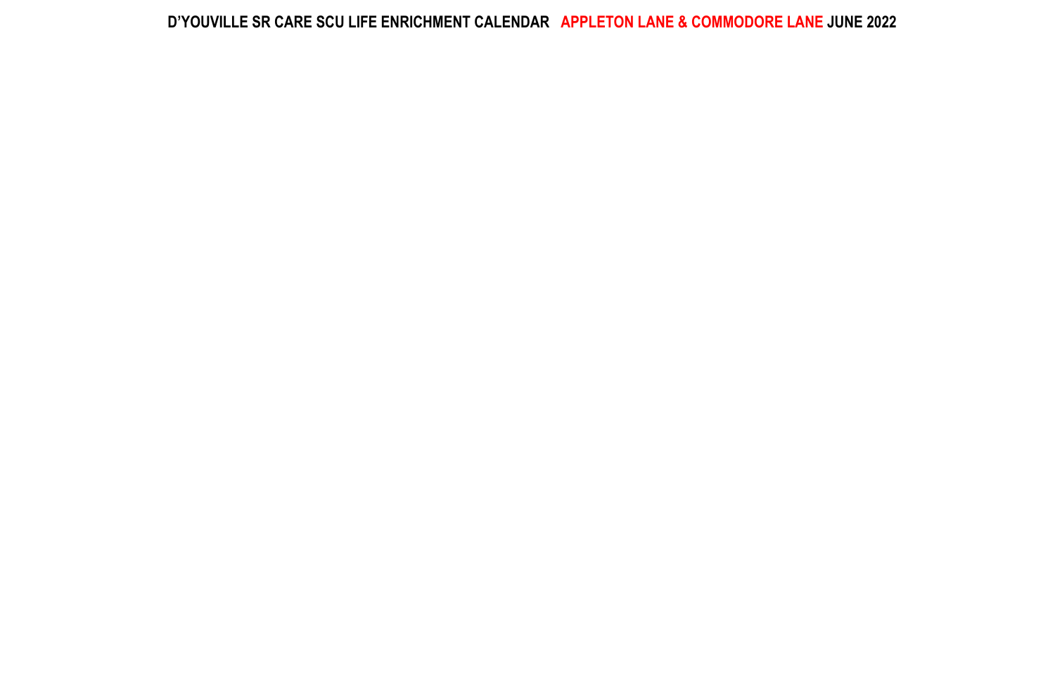# D'YOUVILLE SR CARE SCU LIFE ENRICHMENT CALENDAR APPLETON LANE & COMMODORE LANE JUNE 2022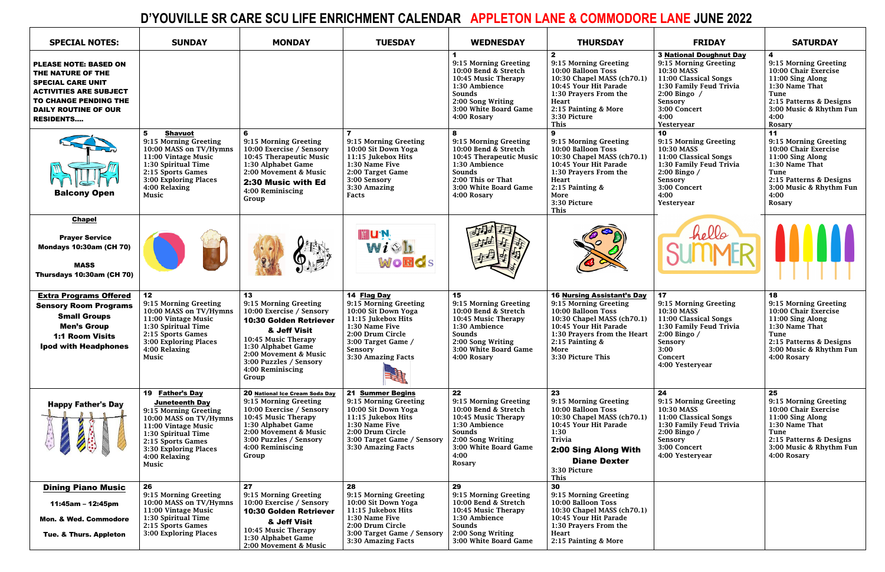# D'YOUVILLE SR CARE SCU LIFE ENRICHMENT CALENDAR APPLETON LANE & COMMODORE LANE JUNE 2022

| SPECIAL NOTES: | SUNDAY | MONDAY | TUESDAY | WEDNESDAY | THURSDAY | FRIDAY | SATURDAY |
|---|---|---|---|---|---|---|---|
| **PLEASE NOTE: BASED ON THE NATURE OF THE SPECIAL CARE UNIT ACTIVITIES ARE SUBJECT TO CHANGE PENDING THE DAILY ROUTINE OF OUR RESIDENTS….** | | | | **1**<br>9:15 Morning Greeting<br>10:00 Bend & Stretch<br>10:45 Music Therapy<br>1:30 Ambience Sounds<br>2:00 Song Writing<br>3:00 White Board Game<br>4:00 Rosary | **2**<br>9:15 Morning Greeting<br>10:00 Balloon Toss<br>10:30 Chapel MASS (ch70.1)<br>10:45 Your Hit Parade<br>1:30 Prayers From the Heart<br>2:15 Painting & More<br>3:30 Picture This | **3 National Doughnut Day**<br>9:15 Morning Greeting<br>10:30 MASS<br>11:00 Classical Songs<br>1:30 Family Feud Trivia<br>2:00 Bingo / Sensory<br>3:00 Concert<br>4:00 Yesteryear | **4**<br>9:15 Morning Greeting<br>10:00 Chair Exercise<br>11:00 Sing Along<br>1:30 Name That Tune<br>2:15 Patterns & Designs<br>3:00 Music & Rhythm Fun<br>4:00 Rosary |
| **Balcony Open** | **5 Shavuot**<br>9:15 Morning Greeting<br>10:00 MASS on TV/Hymns<br>11:00 Vintage Music<br>1:30 Spiritual Time<br>2:15 Sports Games<br>3:00 Exploring Places<br>4:00 Relaxing Music | **6**<br>9:15 Morning Greeting<br>10:00 Exercise / Sensory<br>10:45 Therapeutic Music<br>1:30 Alphabet Game<br>2:00 Movement & Music<br>**2:30 Music with Ed**<br>4:00 Reminiscing Group | **7**<br>9:15 Morning Greeting<br>10:00 Sit Down Yoga<br>11:15 Jukebox Hits<br>1:30 Name Five<br>2:00 Target Game<br>3:00 Sensory<br>3:30 Amazing Facts | **8**<br>9:15 Morning Greeting<br>10:00 Bend & Stretch<br>10:45 Therapeutic Music<br>1:30 Ambience Sounds<br>2:00 This or That<br>3:00 White Board Game<br>4:00 Rosary | **9**<br>9:15 Morning Greeting<br>10:00 Balloon Toss<br>10:30 Chapel MASS (ch70.1)<br>10:45 Your Hit Parade<br>1:30 Prayers From the Heart<br>2:15 Painting & More<br>3:30 Picture This | **10**<br>9:15 Morning Greeting<br>10:30 MASS<br>11:00 Classical Songs<br>1:30 Family Feud Trivia<br>2:00 Bingo / Sensory<br>3:00 Concert<br>4:00 Yesteryear | **11**<br>9:15 Morning Greeting<br>10:00 Chair Exercise<br>11:00 Sing Along<br>1:30 Name That Tune<br>2:15 Patterns & Designs<br>3:00 Music & Rhythm Fun<br>4:00 Rosary |
| **Chapel**<br>**Prayer Service Mondays 10:30am (CH 70)**<br>**MASS Thursdays 10:30am (CH 70)** | | | | | | | |
| **Extra Programs Offered**<br>**Sensory Room Programs**<br>**Small Groups**<br>**Men's Group**<br>**1:1 Room Visits**<br>**Ipod with Headphones** | **12**<br>9:15 Morning Greeting<br>10:00 MASS on TV/Hymns<br>11:00 Vintage Music<br>1:30 Spiritual Time<br>2:15 Sports Games<br>3:00 Exploring Places<br>4:00 Relaxing Music | **13**<br>9:15 Morning Greeting<br>10:00 Exercise / Sensory<br>**10:30 Golden Retriever & Jeff Visit**<br>10:45 Music Therapy<br>1:30 Alphabet Game<br>2:00 Movement & Music<br>3:00 Puzzles / Sensory<br>4:00 Reminiscing Group | **14 Flag Day**<br>9:15 Morning Greeting<br>10:00 Sit Down Yoga<br>11:15 Jukebox Hits<br>1:30 Name Five<br>2:00 Drum Circle<br>3:00 Target Game / Sensory<br>3:30 Amazing Facts | **15**<br>9:15 Morning Greeting<br>10:00 Bend & Stretch<br>10:45 Music Therapy<br>1:30 Ambience Sounds<br>2:00 Song Writing<br>3:00 White Board Game<br>4:00 Rosary | **16 Nursing Assistant's Day**<br>9:15 Morning Greeting<br>10:00 Balloon Toss<br>10:30 Chapel MASS (ch70.1)<br>10:45 Your Hit Parade<br>1:30 Prayers from the Heart<br>2:15 Painting & More<br>3:30 Picture This | **17**<br>9:15 Morning Greeting<br>10:30 MASS<br>11:00 Classical Songs<br>1:30 Family Feud Trivia<br>2:00 Bingo / Sensory<br>3:00 Concert<br>4:00 Yesteryear | **18**<br>9:15 Morning Greeting<br>10:00 Chair Exercise<br>11:00 Sing Along<br>1:30 Name That Tune<br>2:15 Patterns & Designs<br>3:00 Music & Rhythm Fun<br>4:00 Rosary |
| **Happy Father's Day** | **19 Father's Day**<br>**Juneteenth Day**<br>9:15 Morning Greeting<br>10:00 MASS on TV/Hymns<br>11:00 Vintage Music<br>1:30 Spiritual Time<br>2:15 Sports Games<br>3:30 Exploring Places<br>4:00 Relaxing Music | **20 National Ice Cream Soda Day**<br>9:15 Morning Greeting<br>10:00 Exercise / Sensory<br>10:45 Music Therapy<br>1:30 Alphabet Game<br>2:00 Movement & Music<br>3:00 Puzzles / Sensory<br>4:00 Reminiscing Group | **21 Summer Begins**<br>9:15 Morning Greeting<br>10:00 Sit Down Yoga<br>11:15 Jukebox Hits<br>1:30 Name Five<br>2:00 Drum Circle<br>3:00 Target Game / Sensory<br>3:30 Amazing Facts | **22**<br>9:15 Morning Greeting<br>10:00 Bend & Stretch<br>10:45 Music Therapy<br>1:30 Ambience Sounds<br>2:00 Song Writing<br>3:00 White Board Game<br>4:00 Rosary | **23**<br>9:15 Morning Greeting<br>10:00 Balloon Toss<br>10:30 Chapel MASS (ch70.1)<br>10:45 Your Hit Parade<br>1:30 Trivia<br>**2:00 Sing Along With Diane Dexter**<br>3:30 Picture This | **24**<br>9:15 Morning Greeting<br>10:30 MASS<br>11:00 Classical Songs<br>1:30 Family Feud Trivia<br>2:00 Bingo / Sensory<br>3:00 Concert<br>4:00 Yesteryear | **25**<br>9:15 Morning Greeting<br>10:00 Chair Exercise<br>11:00 Sing Along<br>1:30 Name That Tune<br>2:15 Patterns & Designs<br>3:00 Music & Rhythm Fun<br>4:00 Rosary |
| **Dining Piano Music**<br>**11:45am – 12:45pm**<br>**Mon. & Wed. Commodore**<br>**Tue. & Thurs. Appleton** | **26**<br>9:15 Morning Greeting<br>10:00 MASS on TV/Hymns<br>11:00 Vintage Music<br>1:30 Spiritual Time<br>2:15 Sports Games<br>3:00 Exploring Places | **27**<br>9:15 Morning Greeting<br>10:00 Exercise / Sensory<br>**10:30 Golden Retriever & Jeff Visit**<br>10:45 Music Therapy<br>1:30 Alphabet Game<br>2:00 Movement & Music | **28**<br>9:15 Morning Greeting<br>10:00 Sit Down Yoga<br>11:15 Jukebox Hits<br>1:30 Name Five<br>2:00 Drum Circle<br>3:00 Target Game / Sensory<br>3:30 Amazing Facts | **29**<br>9:15 Morning Greeting<br>10:00 Bend & Stretch<br>10:45 Music Therapy<br>1:30 Ambience Sounds<br>2:00 Song Writing<br>3:00 White Board Game | **30**<br>9:15 Morning Greeting<br>10:00 Balloon Toss<br>10:30 Chapel MASS (ch70.1)<br>10:45 Your Hit Parade<br>1:30 Prayers From the Heart<br>2:15 Painting & More | | |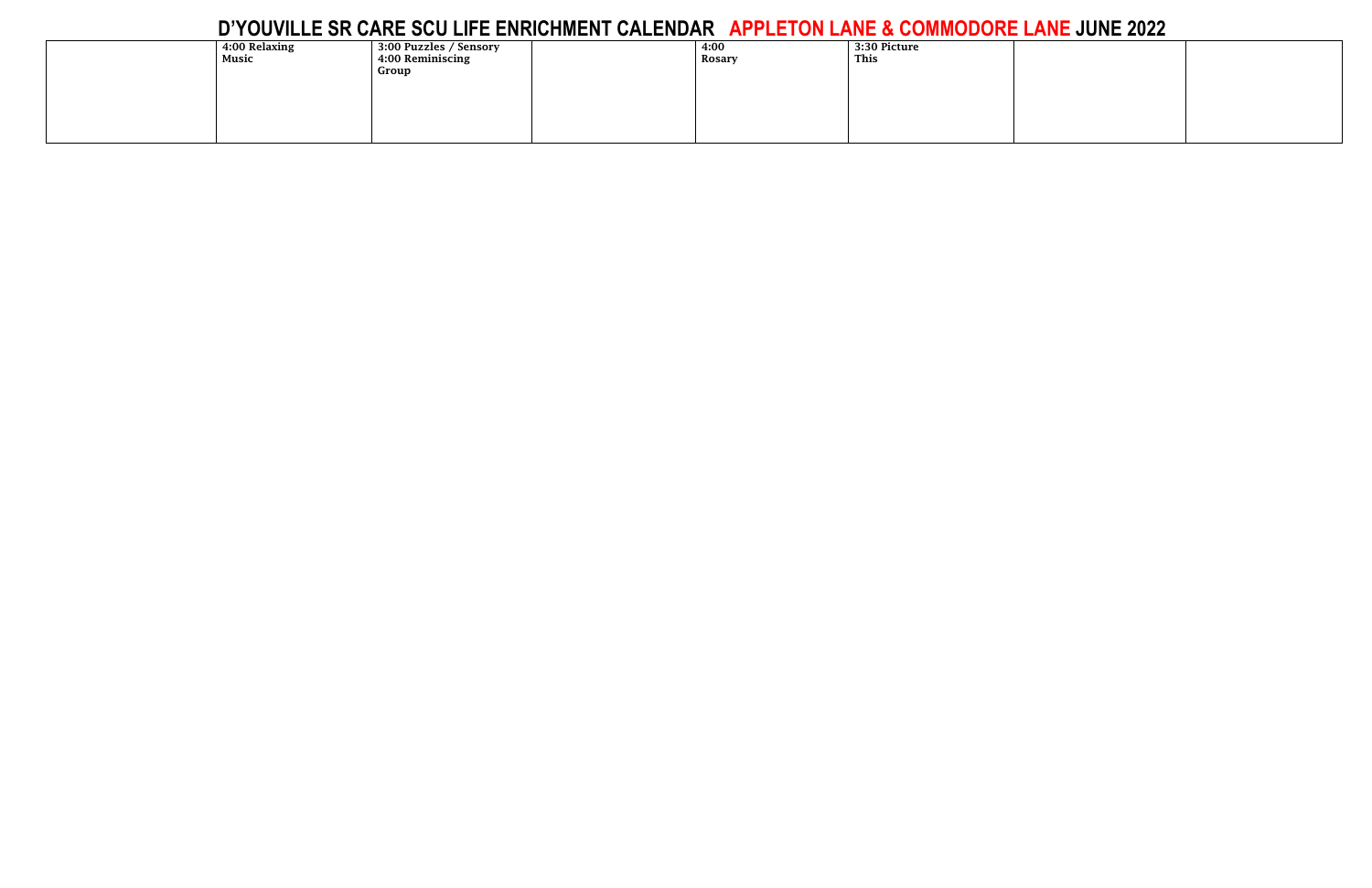# D'YOUVILLE SR CARE SCU LIFE ENRICHMENT CALENDAR APPLETON LANE & COMMODORE LANE JUNE 2022

| | | | | | | | |
|---|---|---|---|---|---|---|---|
| | 4:00 Relaxing Music | 3:00 Puzzles / Sensory<br>4:00 Reminiscing Group | | 4:00 Rosary | 3:30 Picture This | | |